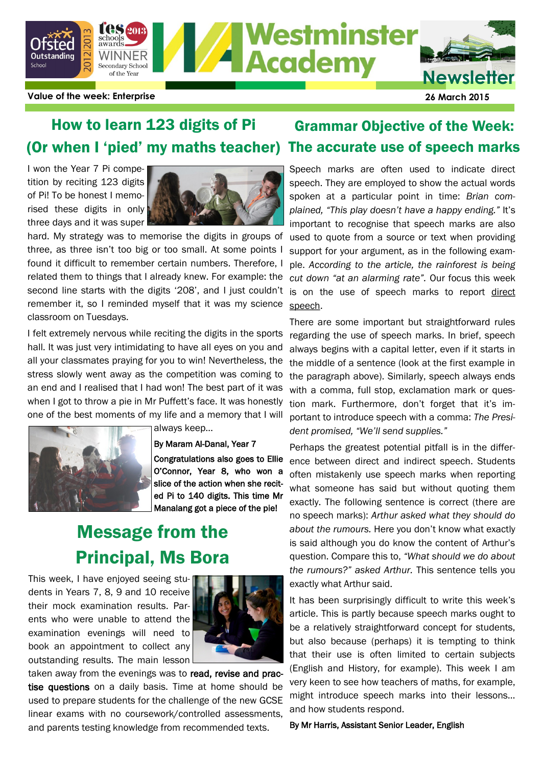# Westminster Academy Newsletter

**Value of the week: Enterprise**

**26 March 2015**

## How to learn 123 digits of Pi (Or when I 'pied' my maths teacher)

I won the Year 7 Pi competition by reciting 123 digits of Pi! To be honest I memorised these digits in only three days and it was super hard. My strategy was to memorise the digits in groups of three, as three isn't too big or too small. At some points I found it difficult to remember certain numbers. Therefore, I related them to things that I already knew. For example: the second line starts with the digits '208', and I just couldn't remember it, so I reminded myself that it was my science classroom on Tuesdays.

I felt extremely nervous while reciting the digits in the sports hall. It was just very intimidating to have all eyes on you and all your classmates praying for you to win! Nevertheless, the stress slowly went away as the competition was coming to an end and I realised that I had won! The best part of it was when I got to throw a pie in Mr Puffett's face. It was honestly one of the best moments of my life and a memory that I will always keep…

**By Maram Al-Danal, Year 7**

**Congratulations also goes to Ellie O'Connor, Year 8, who won a slice of the action when she recited Pi to 140 digits. This time Mr Manalang got a piece of the pie!**

## Message from the Principal, Ms Bora

This week, I have enjoyed seeing students in Years 7, 8, 9 and 10 receive their mock examination results. Parents who were unable to attend the examination evenings will need to book an appointment to collect any outstanding results. The main lesson taken away from the evenings was to **read, revise and practise questions** on a daily basis. Time at home should be used to prepare students for the challenge of the new GCSE linear exams with no coursework/controlled assessments, and parents testing knowledge from recommended texts.

## Grammar Objective of the Week: The accurate use of speech marks

Speech marks are often used to indicate direct speech. They are employed to show the actual words spoken at a particular point in time: *Brian complained, "This play doesn't have a happy ending."* It's important to recognise that speech marks are also used to quote from a source or text when providing support for your argument, as in the following example. *According to the article, the rainforest is being cut down "at an alarming rate".* Our focus this week is on the use of speech marks to report direct speech.

There are some important but straightforward rules regarding the use of speech marks. In brief, speech always begins with a capital letter, even if it starts in the middle of a sentence (look at the first example in the paragraph above). Similarly, speech always ends with a comma, full stop, exclamation mark or question mark. Furthermore, don't forget that it's important to introduce speech with a comma: *The President promised, "We'll send supplies."*

Perhaps the greatest potential pitfall is in the difference between direct and indirect speech. Students often mistakenly use speech marks when reporting what someone has said but without quoting them exactly. The following sentence is correct (there are no speech marks): *Arthur asked what they should do about the rumours.* Here you don't know what exactly is said although you do know the content of Arthur's question. Compare this to, *"What should we do about the rumours?" asked Arthur.* This sentence tells you exactly what Arthur said.

It has been surprisingly difficult to write this week's article. This is partly because speech marks ought to be a relatively straightforward concept for students, but also because (perhaps) it is tempting to think that their use is often limited to certain subjects (English and History, for example). This week I am very keen to see how teachers of maths, for example, might introduce speech marks into their lessons… and how students respond.

**By Mr Harris, Assistant Senior Leader, English**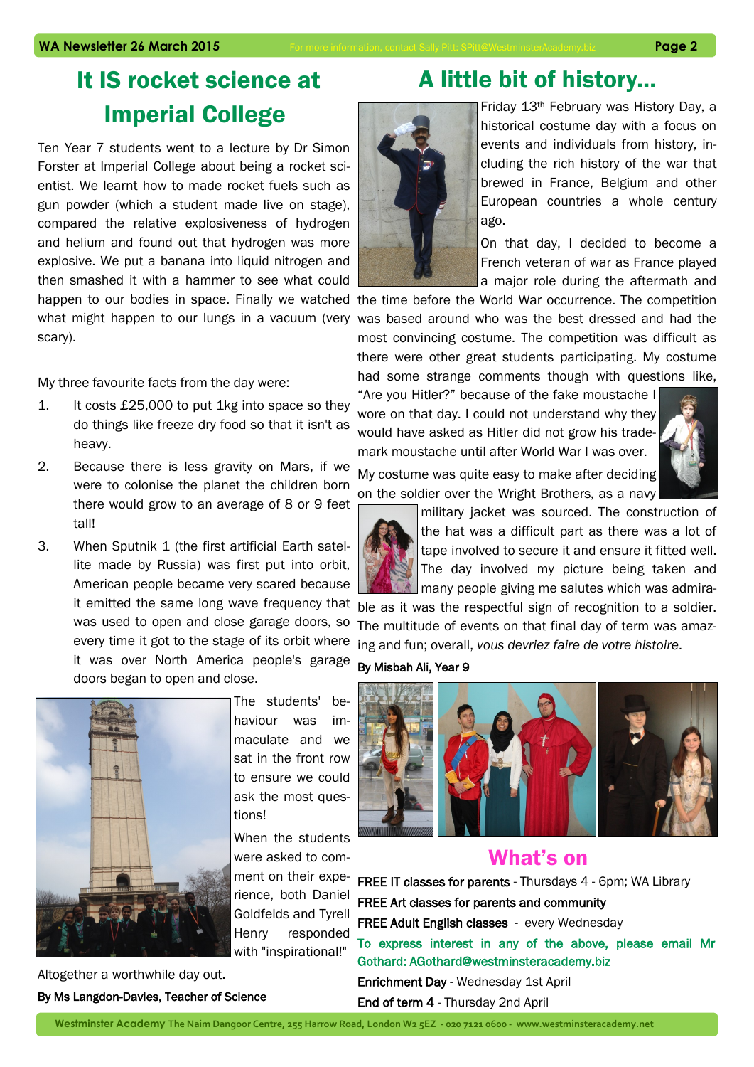# It IS rocket science at Imperial College

Ten Year 7 students went to a lecture by Dr Simon Forster at Imperial College about being a rocket scientist. We learnt how to made rocket fuels such as gun powder (which a student made live on stage), compared the relative explosiveness of hydrogen and helium and found out that hydrogen was more explosive. We put a banana into liquid nitrogen and then smashed it with a hammer to see what could happen to our bodies in space. Finally we watched what might happen to our lungs in a vacuum (very scary).

My three favourite facts from the day were:

1. It costs £25,000 to put 1kg into space so they do things like freeze dry food so that it isn't as heavy.
2. Because there is less gravity on Mars, if we were to colonise the planet the children born there would grow to an average of 8 or 9 feet tall!
3. When Sputnik 1 (the first artificial Earth satellite made by Russia) was first put into orbit, American people became very scared because it emitted the same long wave frequency that was used to open and close garage doors, so every time it got to the stage of its orbit where it was over North America people's garage doors began to open and close.

The students' behaviour was immaculate and we sat in the front row to ensure we could ask the most questions!

When the students were asked to comment on their experience, both Daniel Goldfelds and Tyrell Henry responded with "inspirational!"

Altogether a worthwhile day out.

**By Ms Langdon-Davies, Teacher of Science**

# A little bit of history…

Friday 13th February was History Day, a historical costume day with a focus on events and individuals from history, including the rich history of the war that brewed in France, Belgium and other European countries a whole century ago.

On that day, I decided to become a French veteran of war as France played a major role during the aftermath and the time before the World War occurrence. The competition was based around who was the best dressed and had the most convincing costume. The competition was difficult as there were other great students participating. My costume had some strange comments though with questions like, "Are you Hitler?" because of the fake moustache I wore on that day. I could not understand why they would have asked as Hitler did not grow his trademark moustache until after World War I was over.

My costume was quite easy to make after deciding on the soldier over the Wright Brothers, as a navy military jacket was sourced. The construction of the hat was a difficult part as there was a lot of tape involved to secure it and ensure it fitted well. The day involved my picture being taken and many people giving me salutes which was admirable as it was the respectful sign of recognition to a soldier. The multitude of events on that final day of term was amazing and fun; overall, *vous devriez faire de votre histoire*.

**By Misbah Ali, Year 9**

## What's on

**FREE IT classes for parents** - Thursdays 4 - 6pm; WA Library

**FREE Art classes for parents and community**

**FREE Adult English classes** - every Wednesday

To express interest in any of the above, please email Mr Gothard: AGothard@westminsteracademy.biz

**Enrichment Day** - Wednesday 1st April

**End of term 4** - Thursday 2nd April